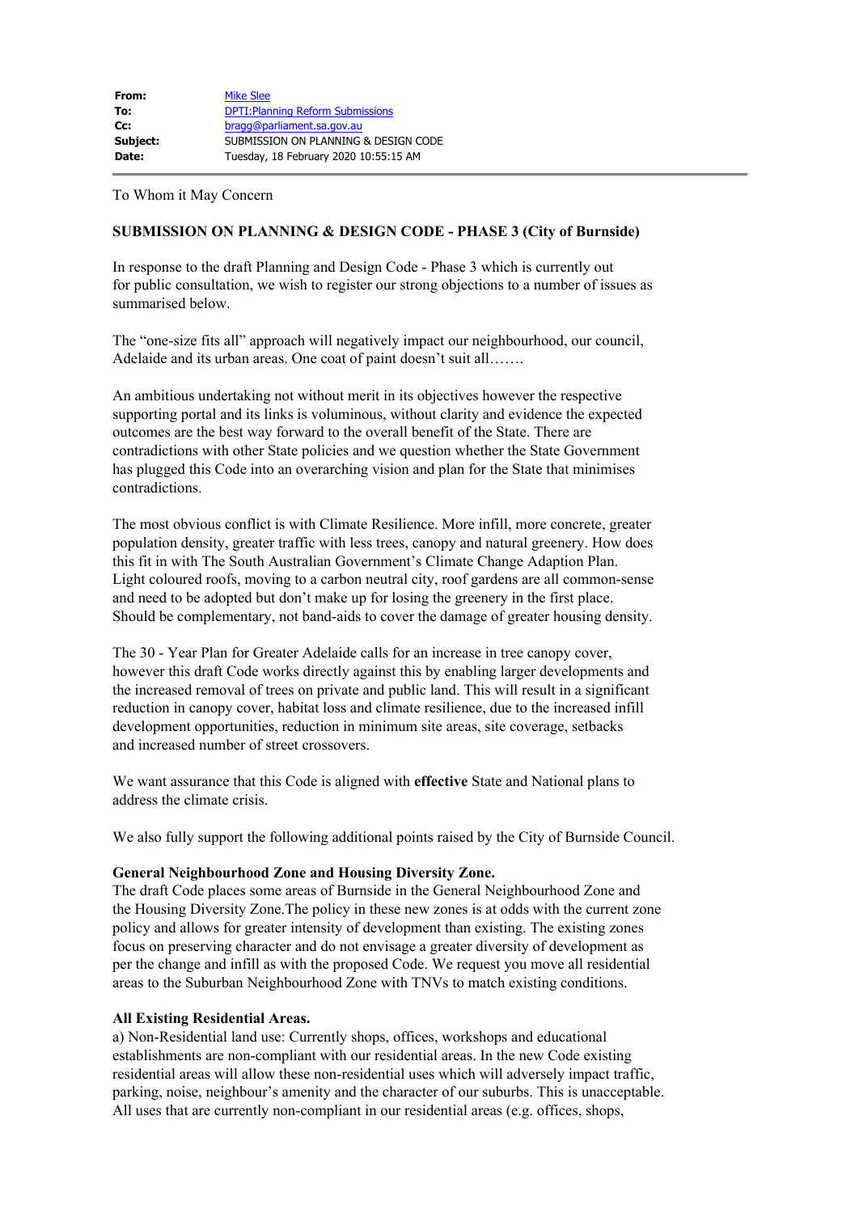| | |
|---|---|
| **From:** | Mike Slee |
| **To:** | DPTI:Planning Reform Submissions |
| **Cc:** | bragg@parliament.sa.gov.au |
| **Subject:** | SUBMISSION ON PLANNING & DESIGN CODE |
| **Date:** | Tuesday, 18 February 2020 10:55:15 AM |

To Whom it May Concern

**SUBMISSION ON PLANNING & DESIGN CODE - PHASE 3 (City of Burnside)**

In response to the draft Planning and Design Code - Phase 3 which is currently out for public consultation, we wish to register our strong objections to a number of issues as summarised below.

The "one-size fits all" approach will negatively impact our neighbourhood, our council, Adelaide and its urban areas. One coat of paint doesn't suit all…….

An ambitious undertaking not without merit in its objectives however the respective supporting portal and its links is voluminous, without clarity and evidence the expected outcomes are the best way forward to the overall benefit of the State. There are contradictions with other State policies and we question whether the State Government has plugged this Code into an overarching vision and plan for the State that minimises contradictions.

The most obvious conflict is with Climate Resilience. More infill, more concrete, greater population density, greater traffic with less trees, canopy and natural greenery. How does this fit in with The South Australian Government's Climate Change Adaption Plan. Light coloured roofs, moving to a carbon neutral city, roof gardens are all common-sense and need to be adopted but don't make up for losing the greenery in the first place. Should be complementary, not band-aids to cover the damage of greater housing density.

The 30 - Year Plan for Greater Adelaide calls for an increase in tree canopy cover, however this draft Code works directly against this by enabling larger developments and the increased removal of trees on private and public land. This will result in a significant reduction in canopy cover, habitat loss and climate resilience, due to the increased infill development opportunities, reduction in minimum site areas, site coverage, setbacks and increased number of street crossovers.

We want assurance that this Code is aligned with **effective** State and National plans to address the climate crisis.

We also fully support the following additional points raised by the City of Burnside Council.

**General Neighbourhood Zone and Housing Diversity Zone.**
The draft Code places some areas of Burnside in the General Neighbourhood Zone and the Housing Diversity Zone.The policy in these new zones is at odds with the current zone policy and allows for greater intensity of development than existing. The existing zones focus on preserving character and do not envisage a greater diversity of development as per the change and infill as with the proposed Code. We request you move all residential areas to the Suburban Neighbourhood Zone with TNVs to match existing conditions.

**All Existing Residential Areas.**
a) Non-Residential land use: Currently shops, offices, workshops and educational establishments are non-compliant with our residential areas. In the new Code existing residential areas will allow these non-residential uses which will adversely impact traffic, parking, noise, neighbour's amenity and the character of our suburbs. This is unacceptable. All uses that are currently non-compliant in our residential areas (e.g. offices, shops,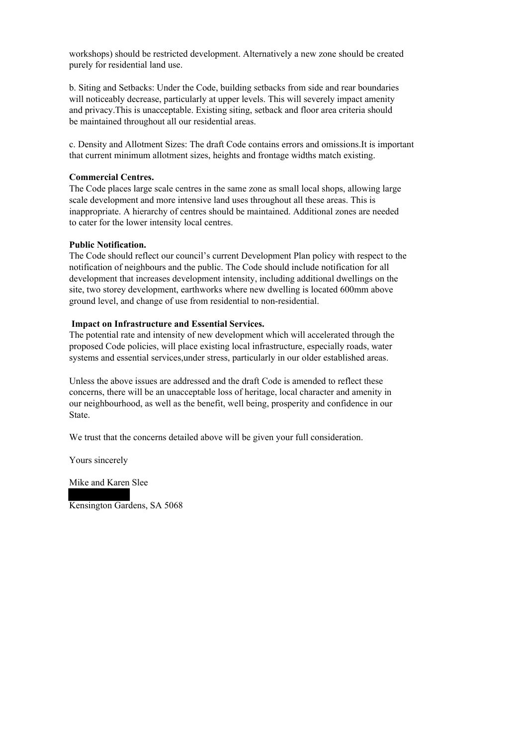workshops) should be restricted development. Alternatively a new zone should be created purely for residential land use.

b. Siting and Setbacks: Under the Code, building setbacks from side and rear boundaries will noticeably decrease, particularly at upper levels. This will severely impact amenity and privacy.This is unacceptable. Existing siting, setback and floor area criteria should be maintained throughout all our residential areas.

c. Density and Allotment Sizes: The draft Code contains errors and omissions.It is important that current minimum allotment sizes, heights and frontage widths match existing.

**Commercial Centres.**
The Code places large scale centres in the same zone as small local shops, allowing large scale development and more intensive land uses throughout all these areas. This is inappropriate. A hierarchy of centres should be maintained. Additional zones are needed to cater for the lower intensity local centres.

**Public Notification.**
The Code should reflect our council's current Development Plan policy with respect to the notification of neighbours and the public. The Code should include notification for all development that increases development intensity, including additional dwellings on the site, two storey development, earthworks where new dwelling is located 600mm above ground level, and change of use from residential to non-residential.

**Impact on Infrastructure and Essential Services.**
The potential rate and intensity of new development which will accelerated through the proposed Code policies, will place existing local infrastructure, especially roads, water systems and essential services,under stress, particularly in our older established areas.

Unless the above issues are addressed and the draft Code is amended to reflect these concerns, there will be an unacceptable loss of heritage, local character and amenity in our neighbourhood, as well as the benefit, well being, prosperity and confidence in our State.

We trust that the concerns detailed above will be given your full consideration.

Yours sincerely

Mike and Karen Slee

Kensington Gardens, SA 5068